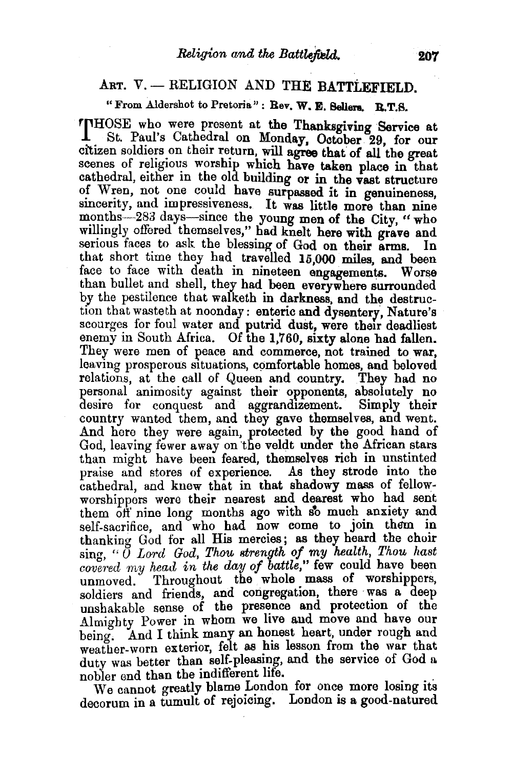## Art. V. — RELIGION AND THE BATTLEFIELD.

"From Aldershot to Pretoria": Rev. W. E. Sellers. R.T.S.

THOSE who were present at the Thanksgiving Service at St. Paul's Cathedral on Monday, October 29, for our citizen soldiers on their return, will agree that of all the great scenes of religious worship which have taken place in that cathedral, either in the old building or in the vast structure of Wren, not one could have surpassed it in genuineness, sincerity, and impressiveness. It was little more than nine months—283 days—since the young men of the City, "who willingly offered themselves," had knelt here with grave and serious faces to ask the blessing of God on their arms. In that short time they had travelled 15,000 miles, and been face to face with death in nineteen engagements. Worse than bullet and shell, they had been everywhere surrounded by the pestilence that walketh in darkness, and the destruction that wasteth at noonday: enteric and dysentery, Nature's scourges for foul water and putrid dust, were their deadliest enemy in South Africa. Of the 1,760, sixty alone had fallen. They were men of peace and commerce, not trained to war, leaving prosperous situations, comfortable homes, and beloved relations, at the call of Queen and country. They had no personal animosity against their opponents, absolutely no desire for conquest and aggrandizement. Simply their country wanted them, and they gave themselves, and went. And here they were again, protected by the good hand of God, leaving fewer away on the veldt under the African stars than might have been feared, themselves rich in unstinted praise and stores of experience. As they strode into the cathedral, and knew that in that shadowy mass of fellow-worshippers were their nearest and dearest who had sent them off nine long months ago with so much anxiety and self-sacrifice, and who had now come to join them in thanking God for all His mercies; as they heard the choir sing, "*O Lord God, Thou strength of my health, Thou hast covered my head in the day of battle,*" few could have been unmoved. Throughout the whole mass of worshippers, soldiers and friends, and congregation, there was a deep unshakable sense of the presence and protection of the Almighty Power in whom we live and move and have our being. And I think many an honest heart, under rough and weather-worn exterior, felt as his lesson from the war that duty was better than self-pleasing, and the service of God a nobler end than the indifferent life.

We cannot greatly blame London for once more losing its decorum in a tumult of rejoicing. London is a good-natured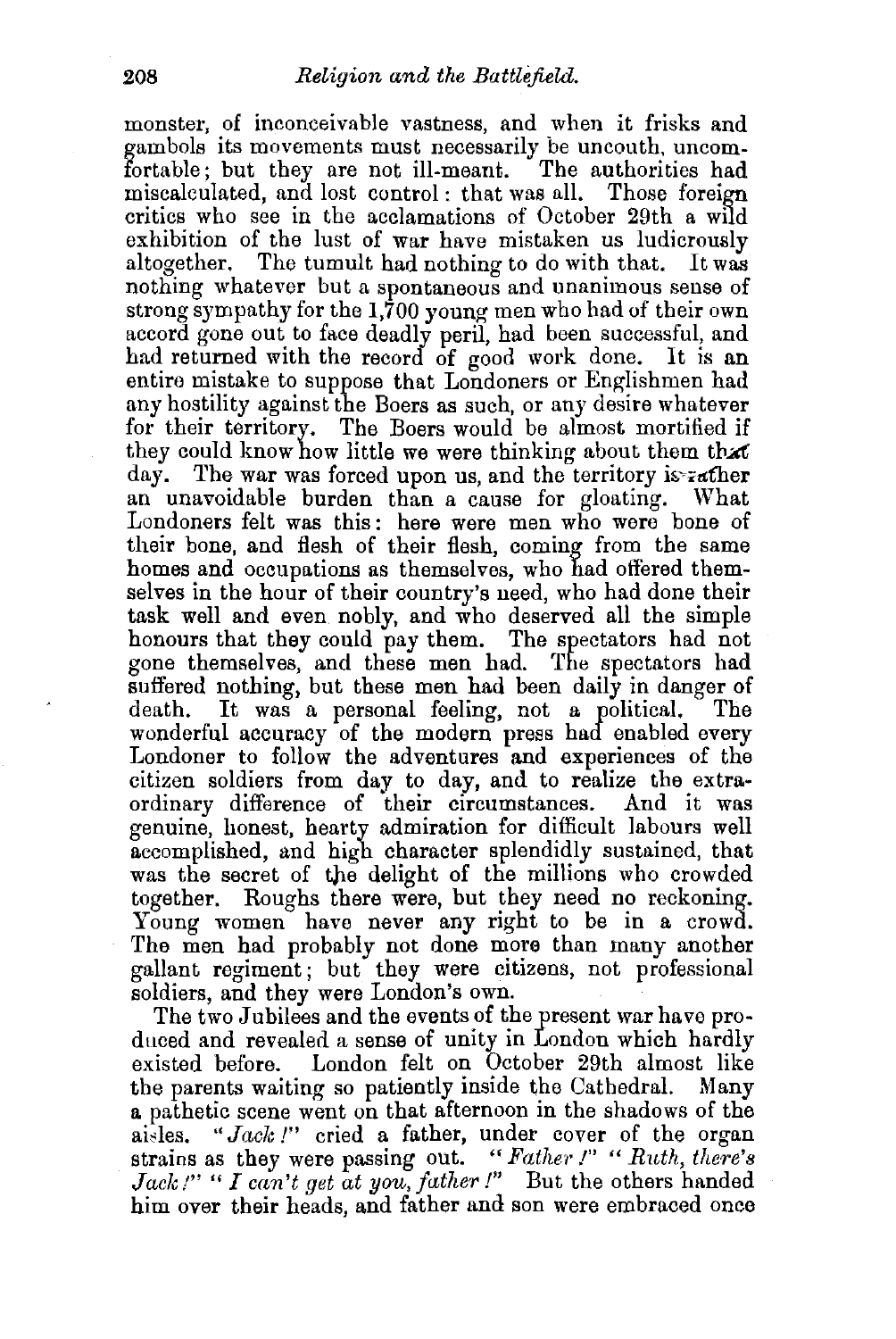monster, of inconceivable vastness, and when it frisks and gambols its movements must necessarily be uncouth, uncomfortable; but they are not ill-meant. The authorities had miscalculated, and lost control: that was all. Those foreign critics who see in the acclamations of October 29th a wild exhibition of the lust of war have mistaken us ludicrously altogether. The tumult had nothing to do with that. It was nothing whatever but a spontaneous and unanimous sense of strong sympathy for the 1,700 young men who had of their own accord gone out to face deadly peril, had been successful, and had returned with the record of good work done. It is an entire mistake to suppose that Londoners or Englishmen had any hostility against the Boers as such, or any desire whatever for their territory. The Boers would be almost mortified if they could know how little we were thinking about them that day. The war was forced upon us, and the territory is rather an unavoidable burden than a cause for gloating. What Londoners felt was this: here were men who were bone of their bone, and flesh of their flesh, coming from the same homes and occupations as themselves, who had offered themselves in the hour of their country's need, who had done their task well and even nobly, and who deserved all the simple honours that they could pay them. The spectators had not gone themselves, and these men had. The spectators had suffered nothing, but these men had been daily in danger of death. It was a personal feeling, not a political. The wonderful accuracy of the modern press had enabled every Londoner to follow the adventures and experiences of the citizen soldiers from day to day, and to realize the extraordinary difference of their circumstances. And it was genuine, honest, hearty admiration for difficult labours well accomplished, and high character splendidly sustained, that was the secret of the delight of the millions who crowded together. Roughs there were, but they need no reckoning. Young women have never any right to be in a crowd. The men had probably not done more than many another gallant regiment; but they were citizens, not professional soldiers, and they were London's own.

The two Jubilees and the events of the present war have produced and revealed a sense of unity in London which hardly existed before. London felt on October 29th almost like the parents waiting so patiently inside the Cathedral. Many a pathetic scene went on that afternoon in the shadows of the aisles. "*Jack!*" cried a father, under cover of the organ strains as they were passing out. "*Father!*" "*Ruth, there's Jack!*" "*I can't get at you, father!*" But the others handed him over their heads, and father and son were embraced once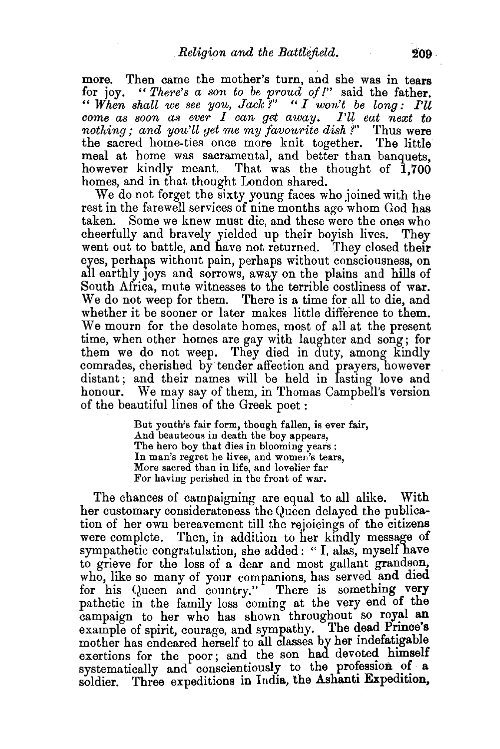more. Then came the mother's turn, and she was in tears for joy. "*There's a son to be proud of!*" said the father. "*When shall we see you, Jack?*" "*I won't be long: I'll come as soon as ever I can get away. I'll eat next to nothing; and you'll get me my favourite dish?*" Thus were the sacred home-ties once more knit together. The little meal at home was sacramental, and better than banquets, however kindly meant. That was the thought of 1,700 homes, and in that thought London shared.

We do not forget the sixty young faces who joined with the rest in the farewell services of nine months ago whom God has taken. Some we knew must die, and these were the ones who cheerfully and bravely yielded up their boyish lives. They went out to battle, and have not returned. They closed their eyes, perhaps without pain, perhaps without consciousness, on all earthly joys and sorrows, away on the plains and hills of South Africa, mute witnesses to the terrible costliness of war. We do not weep for them. There is a time for all to die, and whether it be sooner or later makes little difference to them. We mourn for the desolate homes, most of all at the present time, when other homes are gay with laughter and song; for them we do not weep. They died in duty, among kindly comrades, cherished by tender affection and prayers, however distant; and their names will be held in lasting love and honour. We may say of them, in Thomas Campbell's version of the beautiful lines of the Greek poet:

> But youth's fair form, though fallen, is ever fair,
> And beauteous in death the boy appears,
> The hero boy that dies in blooming years:
> In man's regret he lives, and women's tears,
> More sacred than in life, and lovelier far
> For having perished in the front of war.

The chances of campaigning are equal to all alike. With her customary considerateness the Queen delayed the publication of her own bereavement till the rejoicings of the citizens were complete. Then, in addition to her kindly message of sympathetic congratulation, she added: "I, alas, myself have to grieve for the loss of a dear and most gallant grandson, who, like so many of your companions, has served and died for his Queen and country." There is something very pathetic in the family loss coming at the very end of the campaign to her who has shown throughout so royal an example of spirit, courage, and sympathy. The dead Prince's mother has endeared herself to all classes by her indefatigable exertions for the poor; and the son had devoted himself systematically and conscientiously to the profession of a soldier. Three expeditions in India, the Ashanti Expedition,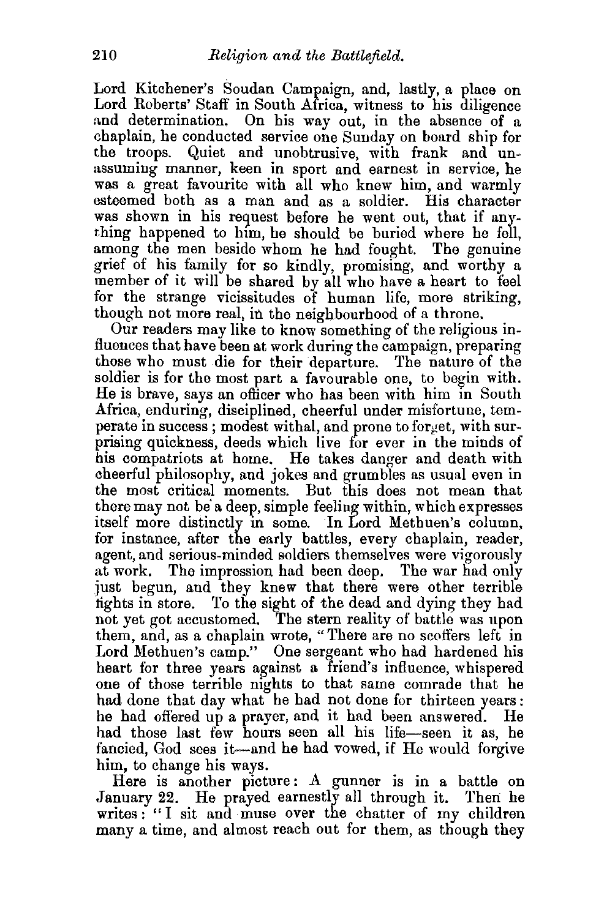Lord Kitchener's Soudan Campaign, and, lastly, a place on Lord Roberts' Staff in South Africa, witness to his diligence and determination. On his way out, in the absence of a chaplain, he conducted service one Sunday on board ship for the troops. Quiet and unobtrusive, with frank and unassuming manner, keen in sport and earnest in service, he was a great favourite with all who knew him, and warmly esteemed both as a man and as a soldier. His character was shown in his request before he went out, that if anything happened to him, he should be buried where he fell, among the men beside whom he had fought. The genuine grief of his family for so kindly, promising, and worthy a member of it will be shared by all who have a heart to feel for the strange vicissitudes of human life, more striking, though not more real, in the neighbourhood of a throne.

Our readers may like to know something of the religious influences that have been at work during the campaign, preparing those who must die for their departure. The nature of the soldier is for the most part a favourable one, to begin with. He is brave, says an officer who has been with him in South Africa, enduring, disciplined, cheerful under misfortune, temperate in success; modest withal, and prone to forget, with surprising quickness, deeds which live for ever in the minds of his compatriots at home. He takes danger and death with cheerful philosophy, and jokes and grumbles as usual even in the most critical moments. But this does not mean that there may not be a deep, simple feeling within, which expresses itself more distinctly in some. In Lord Methuen's column, for instance, after the early battles, every chaplain, reader, agent, and serious-minded soldiers themselves were vigorously at work. The impression had been deep. The war had only just begun, and they knew that there were other terrible fights in store. To the sight of the dead and dying they had not yet got accustomed. The stern reality of battle was upon them, and, as a chaplain wrote, "There are no scoffers left in Lord Methuen's camp." One sergeant who had hardened his heart for three years against a friend's influence, whispered one of those terrible nights to that same comrade that he had done that day what he had not done for thirteen years: he had offered up a prayer, and it had been answered. He had those last few hours seen all his life—seen it as, he fancied, God sees it—and he had vowed, if He would forgive him, to change his ways.

Here is another picture: A gunner is in a battle on January 22. He prayed earnestly all through it. Then he writes: "I sit and muse over the chatter of my children many a time, and almost reach out for them, as though they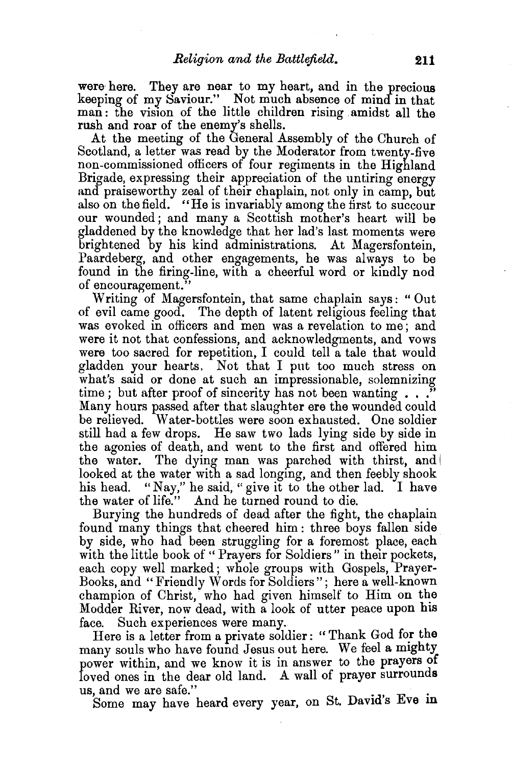were here. They are near to my heart, and in the precious keeping of my Saviour." Not much absence of mind in that man: the vision of the little children rising amidst all the rush and roar of the enemy's shells.

At the meeting of the General Assembly of the Church of Scotland, a letter was read by the Moderator from twenty-five non-commissioned officers of four regiments in the Highland Brigade, expressing their appreciation of the untiring energy and praiseworthy zeal of their chaplain, not only in camp, but also on the field. "He is invariably among the first to succour our wounded; and many a Scottish mother's heart will be gladdened by the knowledge that her lad's last moments were brightened by his kind administrations. At Magersfontein, Paardeberg, and other engagements, he was always to be found in the firing-line, with a cheerful word or kindly nod of encouragement."

Writing of Magersfontein, that same chaplain says: "Out of evil came good. The depth of latent religious feeling that was evoked in officers and men was a revelation to me; and were it not that confessions, and acknowledgments, and vows were too sacred for repetition, I could tell a tale that would gladden your hearts. Not that I put too much stress on what's said or done at such an impressionable, solemnizing time; but after proof of sincerity has not been wanting . . ." Many hours passed after that slaughter ere the wounded could be relieved. Water-bottles were soon exhausted. One soldier still had a few drops. He saw two lads lying side by side in the agonies of death, and went to the first and offered him the water. The dying man was parched with thirst, and looked at the water with a sad longing, and then feebly shook his head. "Nay," he said, "give it to the other lad. I have the water of life." And he turned round to die.

Burying the hundreds of dead after the fight, the chaplain found many things that cheered him: three boys fallen side by side, who had been struggling for a foremost place, each with the little book of "Prayers for Soldiers" in their pockets, each copy well marked; whole groups with Gospels, Prayer-Books, and "Friendly Words for Soldiers"; here a well-known champion of Christ, who had given himself to Him on the Modder River, now dead, with a look of utter peace upon his face. Such experiences were many.

Here is a letter from a private soldier: "Thank God for the many souls who have found Jesus out here. We feel a mighty power within, and we know it is in answer to the prayers of loved ones in the dear old land. A wall of prayer surrounds us, and we are safe."

Some may have heard every year, on St. David's Eve in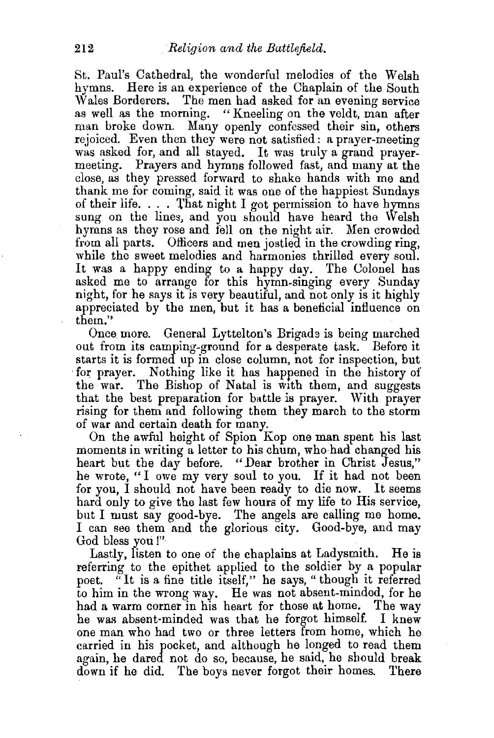St. Paul's Cathedral, the wonderful melodies of the Welsh hymns. Here is an experience of the Chaplain of the South Wales Borderers. The men had asked for an evening service as well as the morning. "Kneeling on the veldt, man after man broke down. Many openly confessed their sin, others rejoiced. Even then they were not satisfied: a prayer-meeting was asked for, and all stayed. It was truly a grand prayer-meeting. Prayers and hymns followed fast, and many at the close, as they pressed forward to shake hands with me and thank me for coming, said it was one of the happiest Sundays of their life. . . . That night I got permission to have hymns sung on the lines, and you should have heard the Welsh hymns as they rose and fell on the night air. Men crowded from all parts. Officers and men jostled in the crowding ring, while the sweet melodies and harmonies thrilled every soul. It was a happy ending to a happy day. The Colonel has asked me to arrange for this hymn-singing every Sunday night, for he says it is very beautiful, and not only is it highly appreciated by the men, but it has a beneficial influence on them."

Once more. General Lyttelton's Brigade is being marched out from its camping-ground for a desperate task. Before it starts it is formed up in close column, not for inspection, but for prayer. Nothing like it has happened in the history of the war. The Bishop of Natal is with them, and suggests that the best preparation for battle is prayer. With prayer rising for them and following them they march to the storm of war and certain death for many.

On the awful height of Spion Kop one man spent his last moments in writing a letter to his chum, who had changed his heart but the day before. "Dear brother in Christ Jesus," he wrote, "I owe my very soul to you. If it had not been for you, I should not have been ready to die now. It seems hard only to give the last few hours of my life to His service, but I must say good-bye. The angels are calling me home. I can see them and the glorious city. Good-bye, and may God bless you!"

Lastly, listen to one of the chaplains at Ladysmith. He is referring to the epithet applied to the soldier by a popular poet. "It is a fine title itself," he says, "though it referred to him in the wrong way. He was not absent-minded, for he had a warm corner in his heart for those at home. The way he was absent-minded was that he forgot himself. I knew one man who had two or three letters from home, which he carried in his pocket, and although he longed to read them again, he dared not do so, because, he said, he should break down if he did. The boys never forgot their homes. There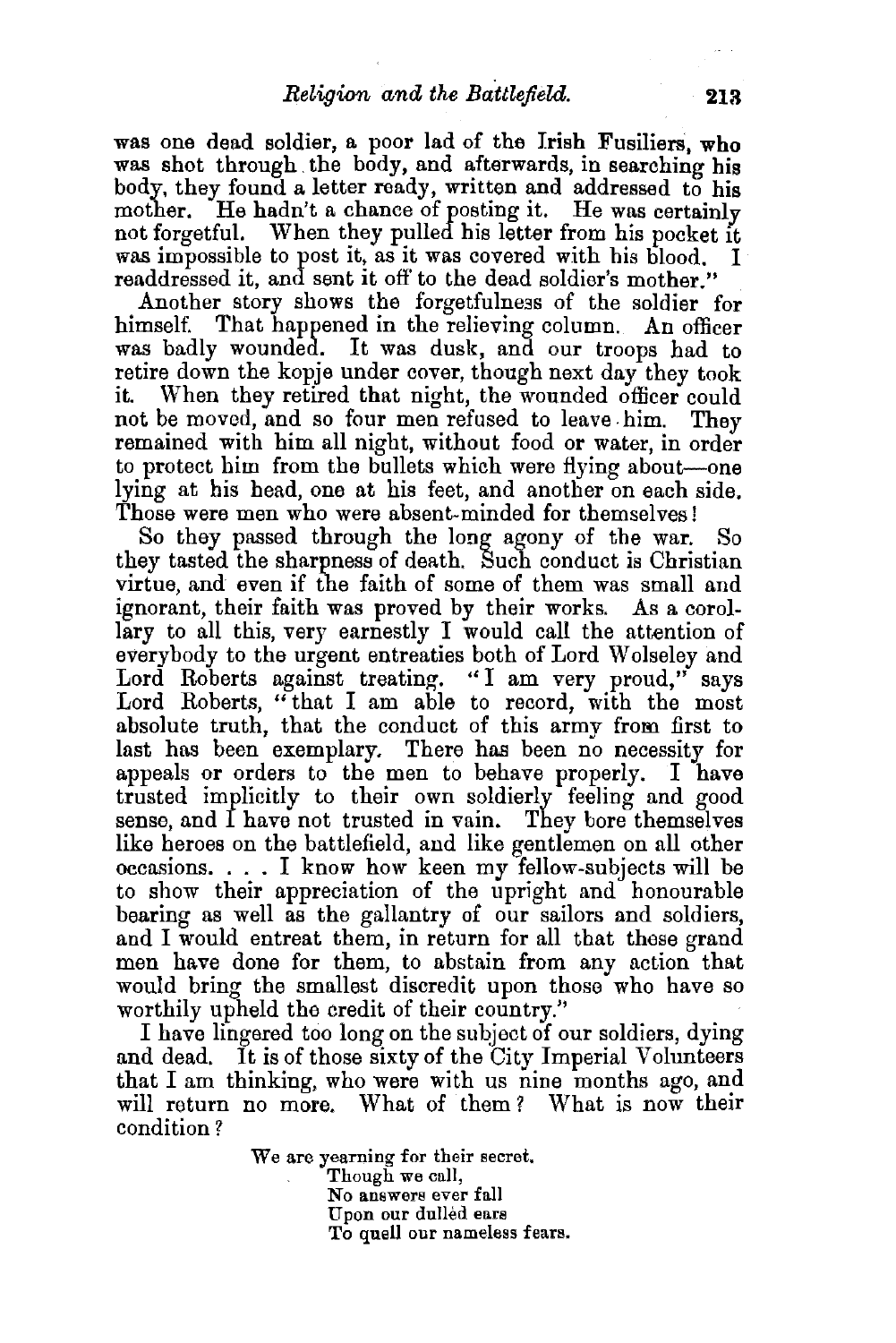was one dead soldier, a poor lad of the Irish Fusiliers, who was shot through the body, and afterwards, in searching his body, they found a letter ready, written and addressed to his mother. He hadn't a chance of posting it. He was certainly not forgetful. When they pulled his letter from his pocket it was impossible to post it, as it was covered with his blood. I readdressed it, and sent it off to the dead soldier's mother."

Another story shows the forgetfulness of the soldier for himself. That happened in the relieving column. An officer was badly wounded. It was dusk, and our troops had to retire down the kopje under cover, though next day they took it. When they retired that night, the wounded officer could not be moved, and so four men refused to leave him. They remained with him all night, without food or water, in order to protect him from the bullets which were flying about—one lying at his head, one at his feet, and another on each side. Those were men who were absent-minded for themselves!

So they passed through the long agony of the war. So they tasted the sharpness of death. Such conduct is Christian virtue, and even if the faith of some of them was small and ignorant, their faith was proved by their works. As a corollary to all this, very earnestly I would call the attention of everybody to the urgent entreaties both of Lord Wolseley and Lord Roberts against treating. "I am very proud," says Lord Roberts, "that I am able to record, with the most absolute truth, that the conduct of this army from first to last has been exemplary. There has been no necessity for appeals or orders to the men to behave properly. I have trusted implicitly to their own soldierly feeling and good sense, and I have not trusted in vain. They bore themselves like heroes on the battlefield, and like gentlemen on all other occasions. . . . I know how keen my fellow-subjects will be to show their appreciation of the upright and honourable bearing as well as the gallantry of our sailors and soldiers, and I would entreat them, in return for all that these grand men have done for them, to abstain from any action that would bring the smallest discredit upon those who have so worthily upheld the credit of their country."

I have lingered too long on the subject of our soldiers, dying and dead. It is of those sixty of the City Imperial Volunteers that I am thinking, who were with us nine months ago, and will return no more. What of them? What is now their condition?

> We are yearning for their secret.
> Though we call,
> No answers ever fall
> Upon our dullèd ears
> To quell our nameless fears.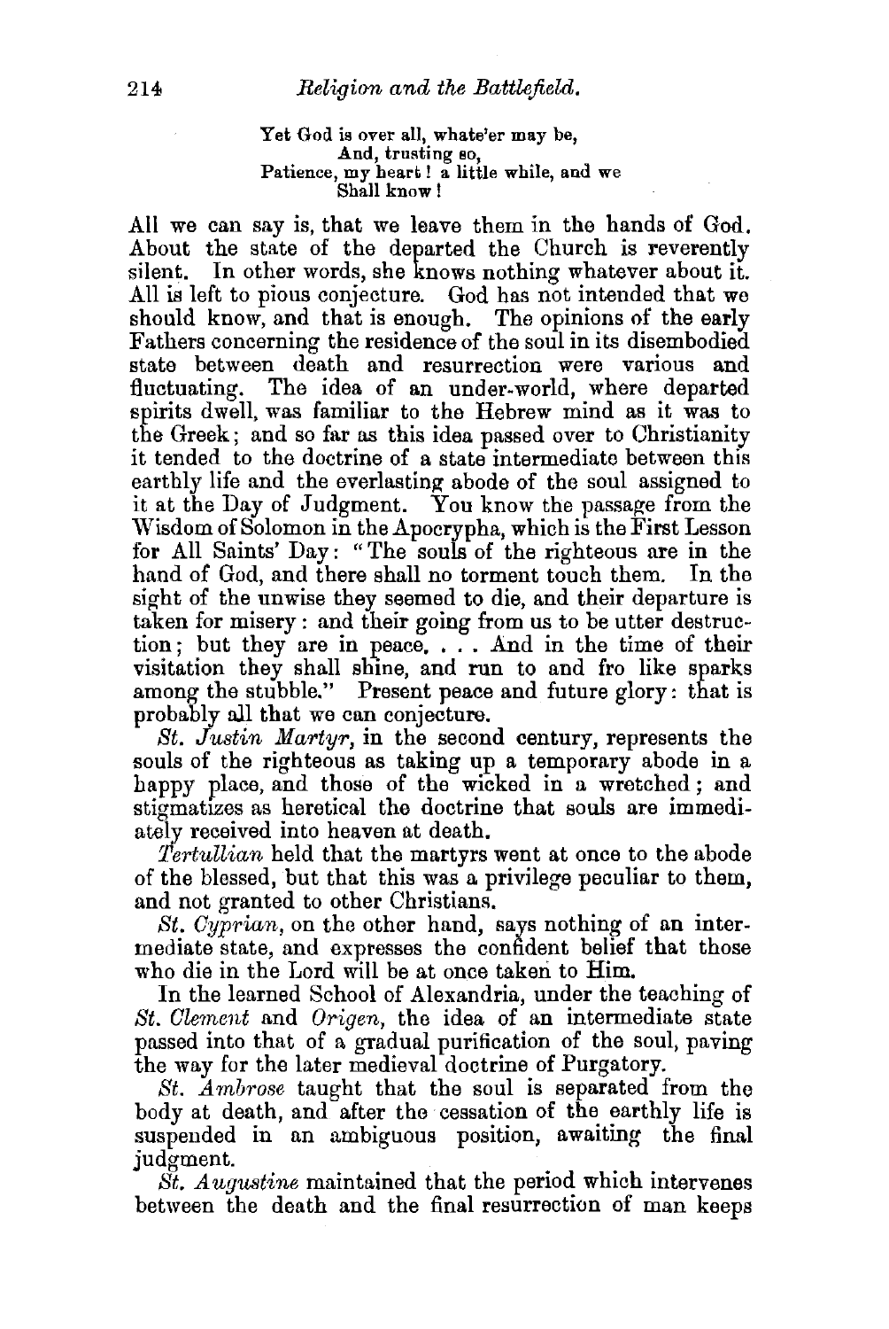Yet God is over all, whate'er may be,
And, trusting so,
Patience, my heart! a little while, and we
Shall know!

All we can say is, that we leave them in the hands of God. About the state of the departed the Church is reverently silent. In other words, she knows nothing whatever about it. All is left to pious conjecture. God has not intended that we should know, and that is enough. The opinions of the early Fathers concerning the residence of the soul in its disembodied state between death and resurrection were various and fluctuating. The idea of an under-world, where departed spirits dwell, was familiar to the Hebrew mind as it was to the Greek; and so far as this idea passed over to Christianity it tended to the doctrine of a state intermediate between this earthly life and the everlasting abode of the soul assigned to it at the Day of Judgment. You know the passage from the Wisdom of Solomon in the Apocrypha, which is the First Lesson for All Saints' Day: "The souls of the righteous are in the hand of God, and there shall no torment touch them. In the sight of the unwise they seemed to die, and their departure is taken for misery: and their going from us to be utter destruction; but they are in peace. . . . And in the time of their visitation they shall shine, and run to and fro like sparks among the stubble." Present peace and future glory: that is probably all that we can conjecture.

*St. Justin Martyr*, in the second century, represents the souls of the righteous as taking up a temporary abode in a happy place, and those of the wicked in a wretched; and stigmatizes as heretical the doctrine that souls are immediately received into heaven at death.

*Tertullian* held that the martyrs went at once to the abode of the blessed, but that this was a privilege peculiar to them, and not granted to other Christians.

*St. Cyprian*, on the other hand, says nothing of an intermediate state, and expresses the confident belief that those who die in the Lord will be at once taken to Him.

In the learned School of Alexandria, under the teaching of *St. Clement* and *Origen*, the idea of an intermediate state passed into that of a gradual purification of the soul, paving the way for the later medieval doctrine of Purgatory.

*St. Ambrose* taught that the soul is separated from the body at death, and after the cessation of the earthly life is suspended in an ambiguous position, awaiting the final judgment.

*St. Augustine* maintained that the period which intervenes between the death and the final resurrection of man keeps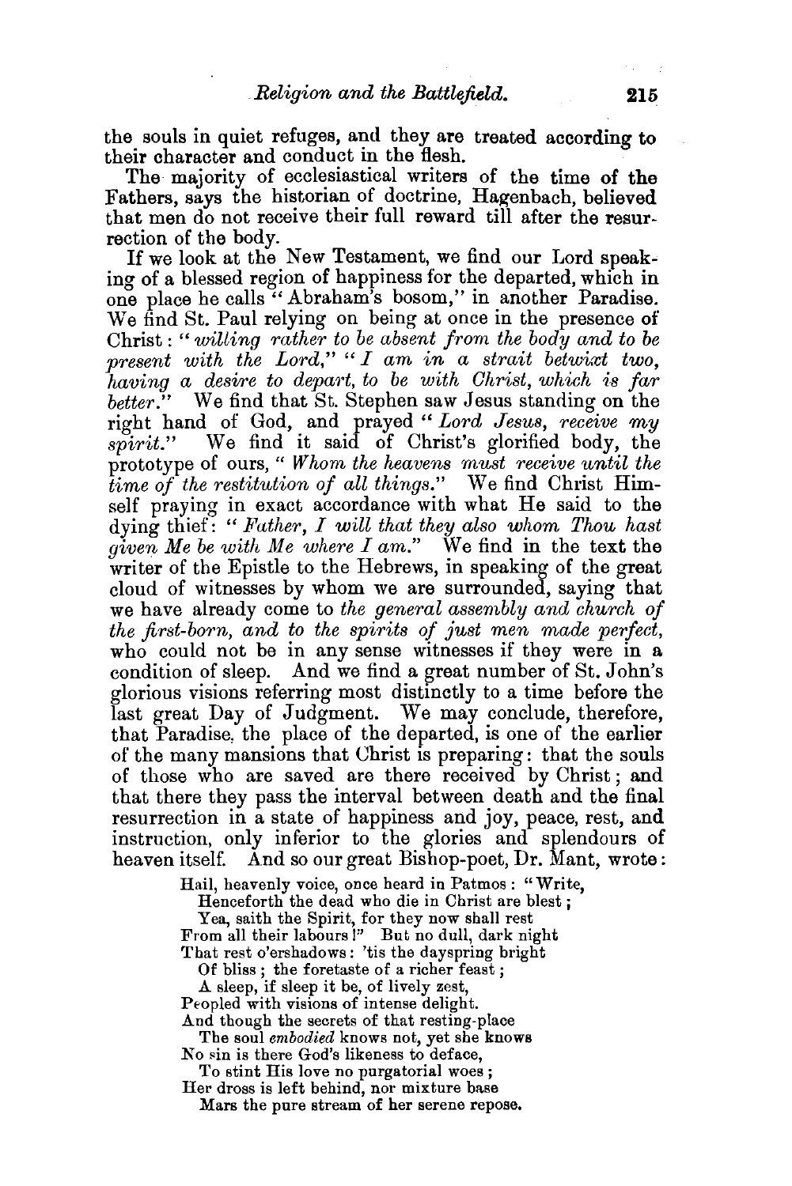the souls in quiet refuges, and they are treated according to their character and conduct in the flesh.

The majority of ecclesiastical writers of the time of the Fathers, says the historian of doctrine, Hagenbach, believed that men do not receive their full reward till after the resurrection of the body.

If we look at the New Testament, we find our Lord speaking of a blessed region of happiness for the departed, which in one place he calls "Abraham's bosom," in another Paradise. We find St. Paul relying on being at once in the presence of Christ: "*willing rather to be absent from the body and to be present with the Lord,*" "*I am in a strait betwixt two, having a desire to depart, to be with Christ, which is far better.*" We find that St. Stephen saw Jesus standing on the right hand of God, and prayed "*Lord Jesus, receive my spirit.*" We find it said of Christ's glorified body, the prototype of ours, "*Whom the heavens must receive until the time of the restitution of all things.*" We find Christ Himself praying in exact accordance with what He said to the dying thief: "*Father, I will that they also whom Thou hast given Me be with Me where I am.*" We find in the text the writer of the Epistle to the Hebrews, in speaking of the great cloud of witnesses by whom we are surrounded, saying that we have already come to *the general assembly and church of the first-born, and to the spirits of just men made perfect,* who could not be in any sense witnesses if they were in a condition of sleep. And we find a great number of St. John's glorious visions referring most distinctly to a time before the last great Day of Judgment. We may conclude, therefore, that Paradise, the place of the departed, is one of the earlier of the many mansions that Christ is preparing: that the souls of those who are saved are there received by Christ; and that there they pass the interval between death and the final resurrection in a state of happiness and joy, peace, rest, and instruction, only inferior to the glories and splendours of heaven itself. And so our great Bishop-poet, Dr. Mant, wrote:

> Hail, heavenly voice, once heard in Patmos: "Write,
> Henceforth the dead who die in Christ are blest;
> Yea, saith the Spirit, for they now shall rest
> From all their labours!" But no dull, dark night
> That rest o'ershadows: 'tis the dayspring bright
> Of bliss; the foretaste of a richer feast;
> A sleep, if sleep it be, of lively zest,
> Peopled with visions of intense delight.
> And though the secrets of that resting-place
> The soul *embodied* knows not, yet she knows
> No sin is there God's likeness to deface,
> To stint His love no purgatorial woes;
> Her dross is left behind, nor mixture base
> Mars the pure stream of her serene repose.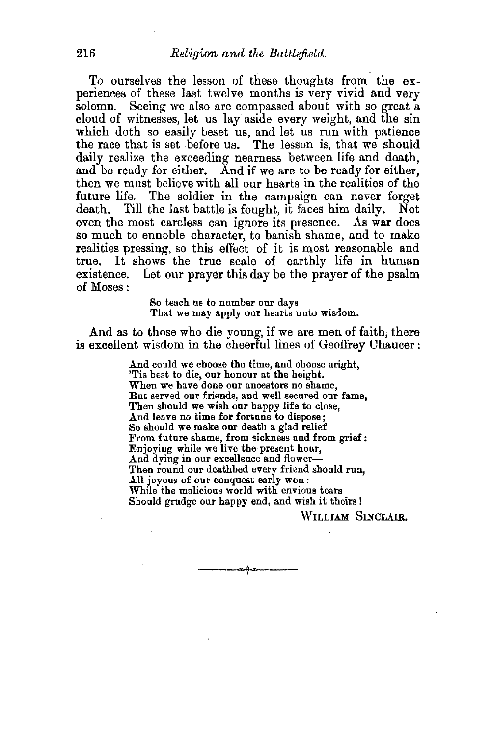To ourselves the lesson of these thoughts from the experiences of these last twelve months is very vivid and very solemn. Seeing we also are compassed about with so great a cloud of witnesses, let us lay aside every weight, and the sin which doth so easily beset us, and let us run with patience the race that is set before us. The lesson is, that we should daily realize the exceeding nearness between life and death, and be ready for either. And if we are to be ready for either, then we must believe with all our hearts in the realities of the future life. The soldier in the campaign can never forget death. Till the last battle is fought, it faces him daily. Not even the most careless can ignore its presence. As war does so much to ennoble character, to banish shame, and to make realities pressing, so this effect of it is most reasonable and true. It shows the true scale of earthly life in human existence. Let our prayer this day be the prayer of the psalm of Moses:

> So teach us to number our days
> That we may apply our hearts unto wisdom.

And as to those who die young, if we are men of faith, there is excellent wisdom in the cheerful lines of Geoffrey Chaucer:

> And could we choose the time, and choose aright,
> 'Tis best to die, our honour at the height.
> When we have done our ancestors no shame,
> But served our friends, and well secured our fame,
> Then should we wish our happy life to close,
> And leave no time for fortune to dispose;
> So should we make our death a glad relief
> From future shame, from sickness and from grief:
> Enjoying while we live the present hour,
> And dying in our excellence and flower—
> Then round our deathbed every friend should run,
> All joyous of our conquest early won:
> While the malicious world with envious tears
> Should grudge our happy end, and wish it theirs!

WILLIAM SINCLAIR.